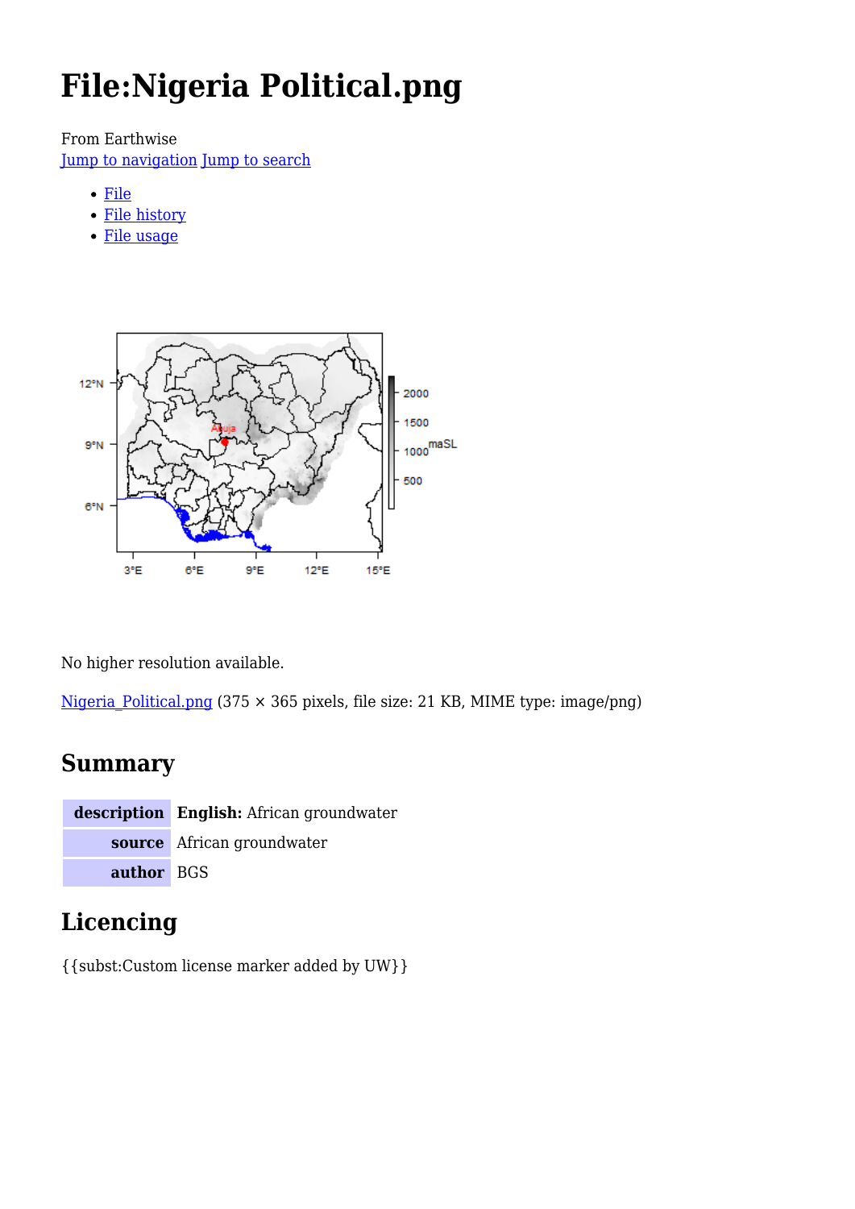# File:Nigeria Political.png

From Earthwise

Jump to navigation Jump to search

- File
- File history
- File usage

No higher resolution available.

Nigeria_Political.png (375 × 365 pixels, file size: 21 KB, MIME type: image/png)

## Summary

| description | **English:** African groundwater |
|---|---|
| source | African groundwater |
| author | BGS |

## Licencing

{{subst:Custom license marker added by UW}}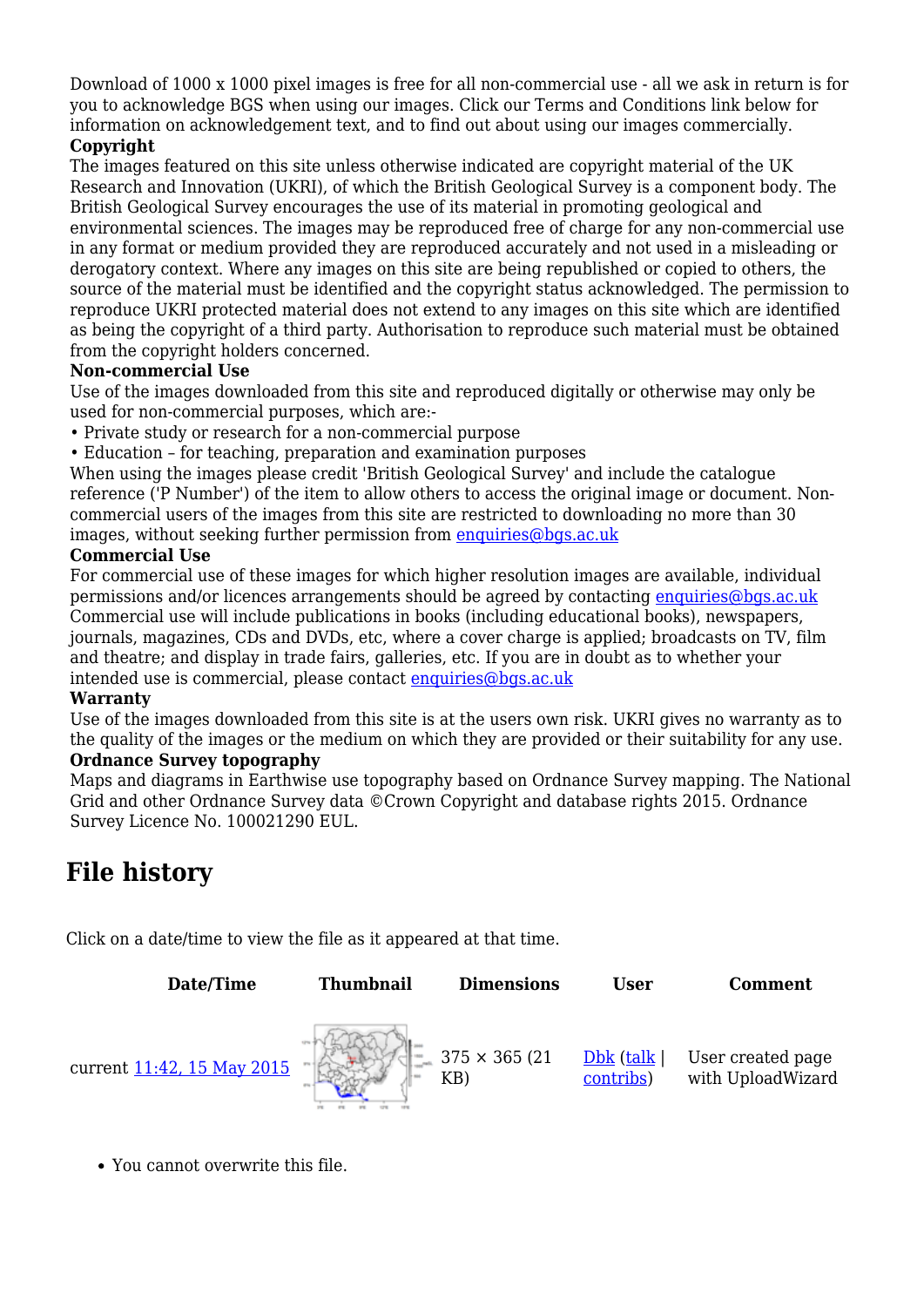Download of 1000 x 1000 pixel images is free for all non-commercial use - all we ask in return is for you to acknowledge BGS when using our images. Click our Terms and Conditions link below for information on acknowledgement text, and to find out about using our images commercially.

**Copyright**

The images featured on this site unless otherwise indicated are copyright material of the UK Research and Innovation (UKRI), of which the British Geological Survey is a component body. The British Geological Survey encourages the use of its material in promoting geological and environmental sciences. The images may be reproduced free of charge for any non-commercial use in any format or medium provided they are reproduced accurately and not used in a misleading or derogatory context. Where any images on this site are being republished or copied to others, the source of the material must be identified and the copyright status acknowledged. The permission to reproduce UKRI protected material does not extend to any images on this site which are identified as being the copyright of a third party. Authorisation to reproduce such material must be obtained from the copyright holders concerned.

**Non-commercial Use**

Use of the images downloaded from this site and reproduced digitally or otherwise may only be used for non-commercial purposes, which are:-

- Private study or research for a non-commercial purpose
- Education – for teaching, preparation and examination purposes

When using the images please credit 'British Geological Survey' and include the catalogue reference ('P Number') of the item to allow others to access the original image or document. Non-commercial users of the images from this site are restricted to downloading no more than 30 images, without seeking further permission from enquiries@bgs.ac.uk

**Commercial Use**

For commercial use of these images for which higher resolution images are available, individual permissions and/or licences arrangements should be agreed by contacting enquiries@bgs.ac.uk Commercial use will include publications in books (including educational books), newspapers, journals, magazines, CDs and DVDs, etc, where a cover charge is applied; broadcasts on TV, film and theatre; and display in trade fairs, galleries, etc. If you are in doubt as to whether your intended use is commercial, please contact enquiries@bgs.ac.uk

**Warranty**

Use of the images downloaded from this site is at the users own risk. UKRI gives no warranty as to the quality of the images or the medium on which they are provided or their suitability for any use.

**Ordnance Survey topography**

Maps and diagrams in Earthwise use topography based on Ordnance Survey mapping. The National Grid and other Ordnance Survey data ©Crown Copyright and database rights 2015. Ordnance Survey Licence No. 100021290 EUL.

## File history

Click on a date/time to view the file as it appeared at that time.

| | Date/Time | Thumbnail | Dimensions | User | Comment |
|---|---|---|---|---|---|
| current | 11:42, 15 May 2015 | | 375 × 365 (21 KB) | Dbk (talk \| contribs) | User created page with UploadWizard |

- You cannot overwrite this file.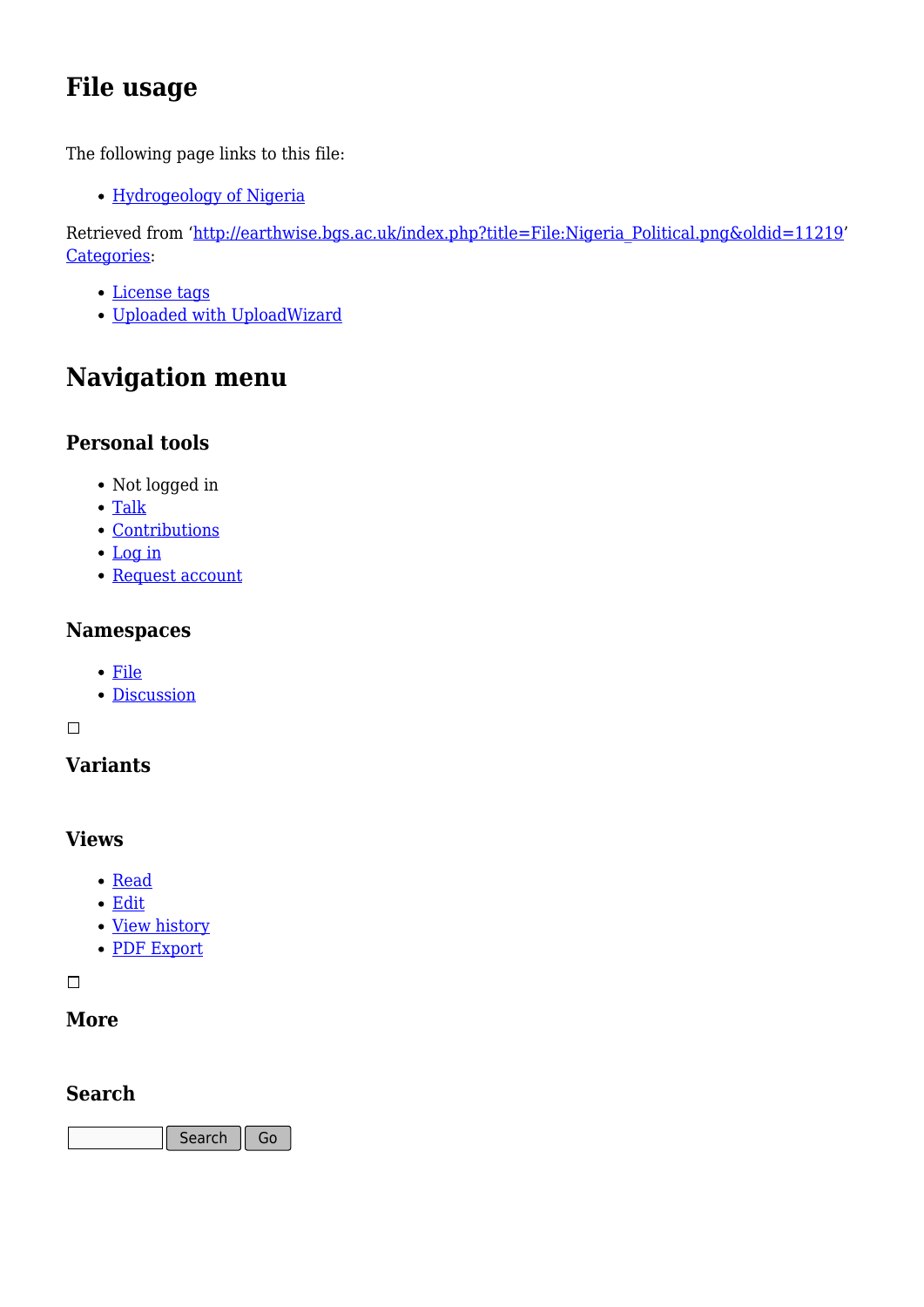## File usage

The following page links to this file:

- Hydrogeology of Nigeria

Retrieved from 'http://earthwise.bgs.ac.uk/index.php?title=File:Nigeria_Political.png&oldid=11219'
Categories:

- License tags
- Uploaded with UploadWizard

## Navigation menu

### Personal tools

- Not logged in
- Talk
- Contributions
- Log in
- Request account

### Namespaces

- File
- Discussion

### Variants

### Views

- Read
- Edit
- View history
- PDF Export

### More

### Search

Search Go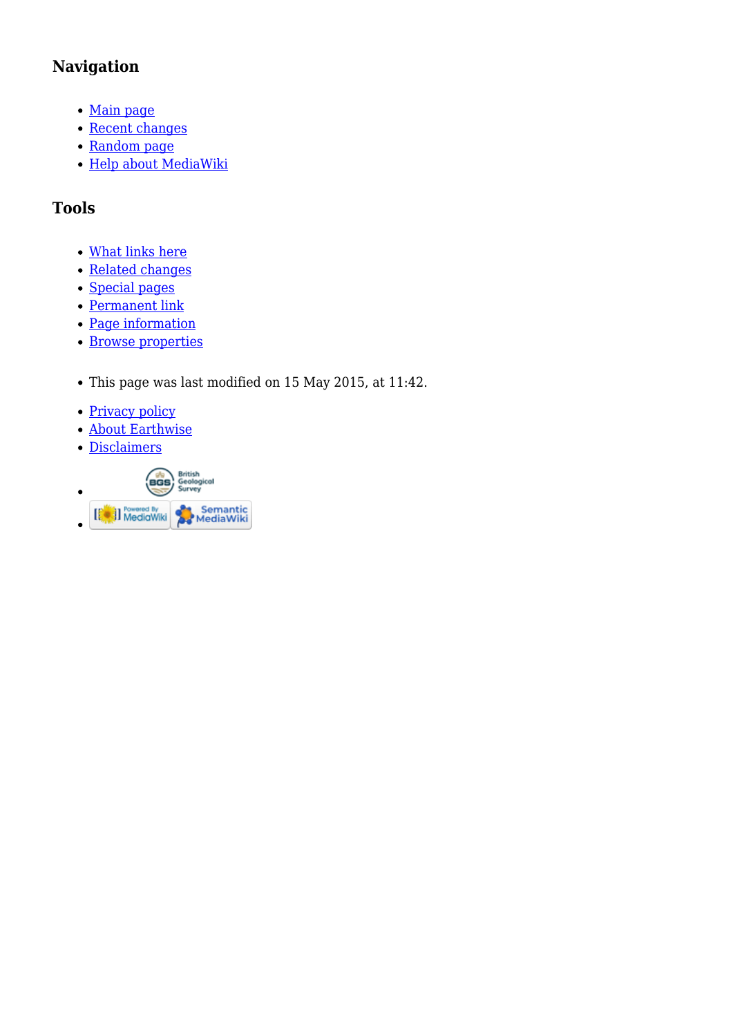### Navigation

- Main page
- Recent changes
- Random page
- Help about MediaWiki

### Tools

- What links here
- Related changes
- Special pages
- Permanent link
- Page information
- Browse properties

- This page was last modified on 15 May 2015, at 11:42.

- Privacy policy
- About Earthwise
- Disclaimers